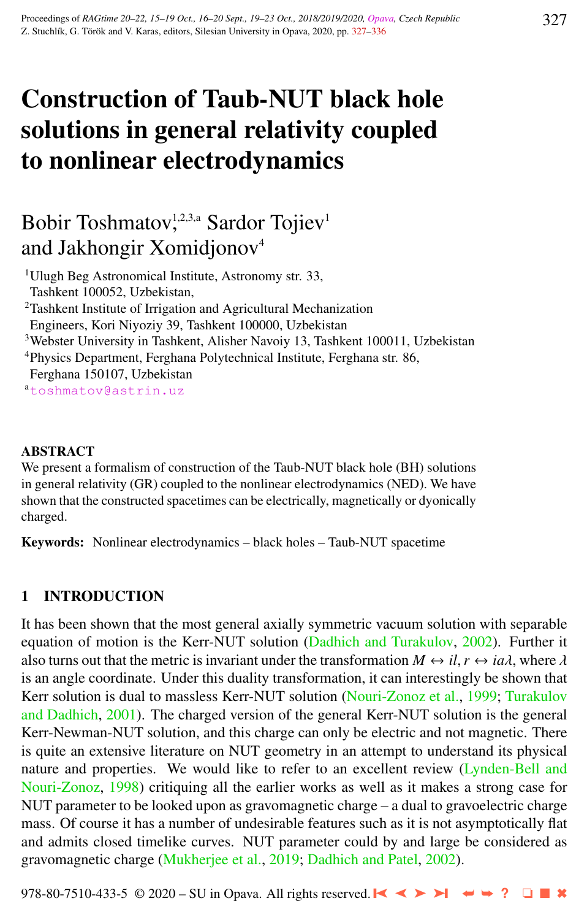# Construction of Taub-NUT black hole solutions in general relativity coupled to nonlinear electrodynamics

Bobir Toshmatov,[1,2,3,a] Sardor Tojiev[1] and Jakhongir Xomidjonov[4]

[1]Ulugh Beg Astronomical Institute, Astronomy str. 33, Tashkent 100052, Uzbekistan,

[2]Tashkent Institute of Irrigation and Agricultural Mechanization Engineers, Kori Niyoziy 39, Tashkent 100000, Uzbekistan

[3]Webster University in Tashkent, Alisher Navoiy 13, Tashkent 100011, Uzbekistan

[4]Physics Department, Ferghana Polytechnical Institute, Ferghana str. 86, Ferghana 150107, Uzbekistan

[a]toshmatov@astrin.uz

## ABSTRACT

We present a formalism of construction of the Taub-NUT black hole (BH) solutions in general relativity (GR) coupled to the nonlinear electrodynamics (NED). We have shown that the constructed spacetimes can be electrically, magnetically or dyonically charged.

**Keywords:** Nonlinear electrodynamics – black holes – Taub-NUT spacetime

## 1 INTRODUCTION

It has been shown that the most general axially symmetric vacuum solution with separable equation of motion is the Kerr-NUT solution (Dadhich and Turakulov, 2002). Further it also turns out that the metric is invariant under the transformation $M \leftrightarrow il, r \leftrightarrow ia\lambda$, where $\lambda$ is an angle coordinate. Under this duality transformation, it can interestingly be shown that Kerr solution is dual to massless Kerr-NUT solution (Nouri-Zonoz et al., 1999; Turakulov and Dadhich, 2001). The charged version of the general Kerr-NUT solution is the general Kerr-Newman-NUT solution, and this charge can only be electric and not magnetic. There is quite an extensive literature on NUT geometry in an attempt to understand its physical nature and properties. We would like to refer to an excellent review (Lynden-Bell and Nouri-Zonoz, 1998) critiquing all the earlier works as well as it makes a strong case for NUT parameter to be looked upon as gravomagnetic charge – a dual to gravoelectric charge mass. Of course it has a number of undesirable features such as it is not asymptotically flat and admits closed timelike curves. NUT parameter could by and large be considered as gravomagnetic charge (Mukherjee et al., 2019; Dadhich and Patel, 2002).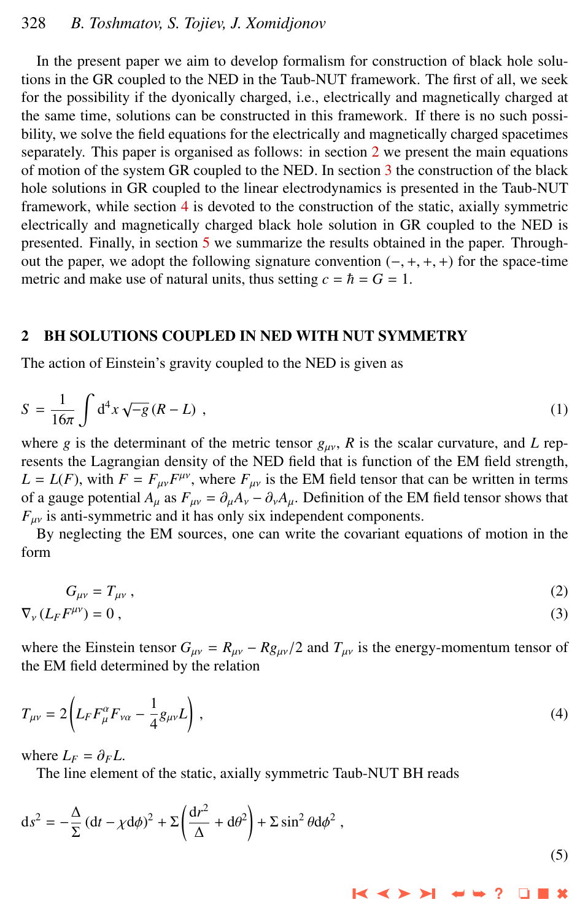In the present paper we aim to develop formalism for construction of black hole solutions in the GR coupled to the NED in the Taub-NUT framework. The first of all, we seek for the possibility if the dyonically charged, i.e., electrically and magnetically charged at the same time, solutions can be constructed in this framework. If there is no such possibility, we solve the field equations for the electrically and magnetically charged spacetimes separately. This paper is organised as follows: in section 2 we present the main equations of motion of the system GR coupled to the NED. In section 3 the construction of the black hole solutions in GR coupled to the linear electrodynamics is presented in the Taub-NUT framework, while section 4 is devoted to the construction of the static, axially symmetric electrically and magnetically charged black hole solution in GR coupled to the NED is presented. Finally, in section 5 we summarize the results obtained in the paper. Throughout the paper, we adopt the following signature convention $(-,+,+,+)$ for the space-time metric and make use of natural units, thus setting $c = \hbar = G = 1$.

## 2 BH SOLUTIONS COUPLED IN NED WITH NUT SYMMETRY

The action of Einstein's gravity coupled to the NED is given as

$$S = \frac{1}{16\pi}\int \mathrm{d}^4x\,\sqrt{-g}\,(R - L)\ , \tag{1}$$

where $g$ is the determinant of the metric tensor $g_{\mu\nu}$, $R$ is the scalar curvature, and $L$ represents the Lagrangian density of the NED field that is function of the EM field strength, $L = L(F)$, with $F = F_{\mu\nu}F^{\mu\nu}$, where $F_{\mu\nu}$ is the EM field tensor that can be written in terms of a gauge potential $A_\mu$ as $F_{\mu\nu} = \partial_\mu A_\nu - \partial_\nu A_\mu$. Definition of the EM field tensor shows that $F_{\mu\nu}$ is anti-symmetric and it has only six independent components.

By neglecting the EM sources, one can write the covariant equations of motion in the form

$$G_{\mu\nu} = T_{\mu\nu}\ , \tag{2}$$

$$\nabla_\nu\left(L_F F^{\mu\nu}\right) = 0\ , \tag{3}$$

where the Einstein tensor $G_{\mu\nu} = R_{\mu\nu} - Rg_{\mu\nu}/2$ and $T_{\mu\nu}$ is the energy-momentum tensor of the EM field determined by the relation

$$T_{\mu\nu} = 2\left(L_F F^{\alpha}_{\mu}F_{\nu\alpha} - \frac{1}{4}g_{\mu\nu}L\right)\ , \tag{4}$$

where $L_F = \partial_F L$.

The line element of the static, axially symmetric Taub-NUT BH reads

$$\mathrm{d}s^2 = -\frac{\Delta}{\Sigma}\left(\mathrm{d}t - \chi\mathrm{d}\phi\right)^2 + \Sigma\left(\frac{\mathrm{d}r^2}{\Delta} + \mathrm{d}\theta^2\right) + \Sigma\sin^2\theta\mathrm{d}\phi^2\ , \tag{5}$$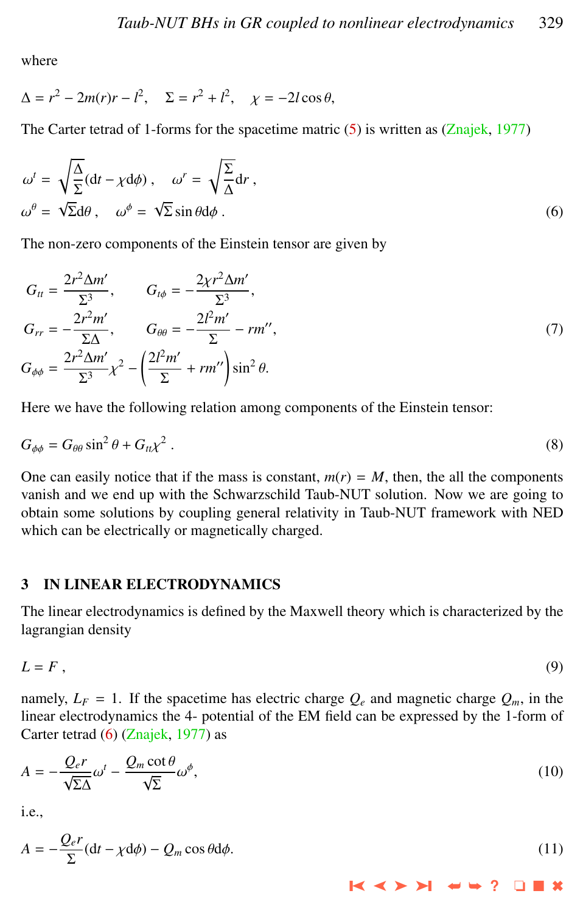where

$$\Delta = r^2 - 2m(r)r - l^2, \quad \Sigma = r^2 + l^2, \quad \chi = -2l\cos\theta,$$

The Carter tetrad of 1-forms for the spacetime matric (5) is written as (Znajek, 1977)

$$\omega^t = \sqrt{\frac{\Delta}{\Sigma}}(\mathrm{d}t - \chi\mathrm{d}\phi)\,, \quad \omega^r = \sqrt{\frac{\Sigma}{\Delta}}\mathrm{d}r\,,$$
$$\omega^\theta = \sqrt{\Sigma}\mathrm{d}\theta\,, \quad \omega^\phi = \sqrt{\Sigma}\sin\theta\mathrm{d}\phi\,. \tag{6}$$

The non-zero components of the Einstein tensor are given by

$$G_{tt} = \frac{2r^2\Delta m'}{\Sigma^3}, \qquad G_{t\phi} = -\frac{2\chi r^2\Delta m'}{\Sigma^3},$$
$$G_{rr} = -\frac{2r^2 m'}{\Sigma\Delta}, \qquad G_{\theta\theta} = -\frac{2l^2 m'}{\Sigma} - rm'', \tag{7}$$
$$G_{\phi\phi} = \frac{2r^2\Delta m'}{\Sigma^3}\chi^2 - \left(\frac{2l^2 m'}{\Sigma} + rm''\right)\sin^2\theta.$$

Here we have the following relation among components of the Einstein tensor:

$$G_{\phi\phi} = G_{\theta\theta}\sin^2\theta + G_{tt}\chi^2\,. \tag{8}$$

One can easily notice that if the mass is constant, $m(r) = M$, then, the all the components vanish and we end up with the Schwarzschild Taub-NUT solution. Now we are going to obtain some solutions by coupling general relativity in Taub-NUT framework with NED which can be electrically or magnetically charged.

## 3 IN LINEAR ELECTRODYNAMICS

The linear electrodynamics is defined by the Maxwell theory which is characterized by the lagrangian density

$$L = F\,, \tag{9}$$

namely, $L_F = 1$. If the spacetime has electric charge $Q_e$ and magnetic charge $Q_m$, in the linear electrodynamics the 4- potential of the EM field can be expressed by the 1-form of Carter tetrad (6) (Znajek, 1977) as

$$A = -\frac{Q_e r}{\sqrt{\Sigma\Delta}}\omega^t - \frac{Q_m\cot\theta}{\sqrt{\Sigma}}\omega^\phi, \tag{10}$$

i.e.,

$$A = -\frac{Q_e r}{\Sigma}(\mathrm{d}t - \chi\mathrm{d}\phi) - Q_m\cos\theta\mathrm{d}\phi. \tag{11}$$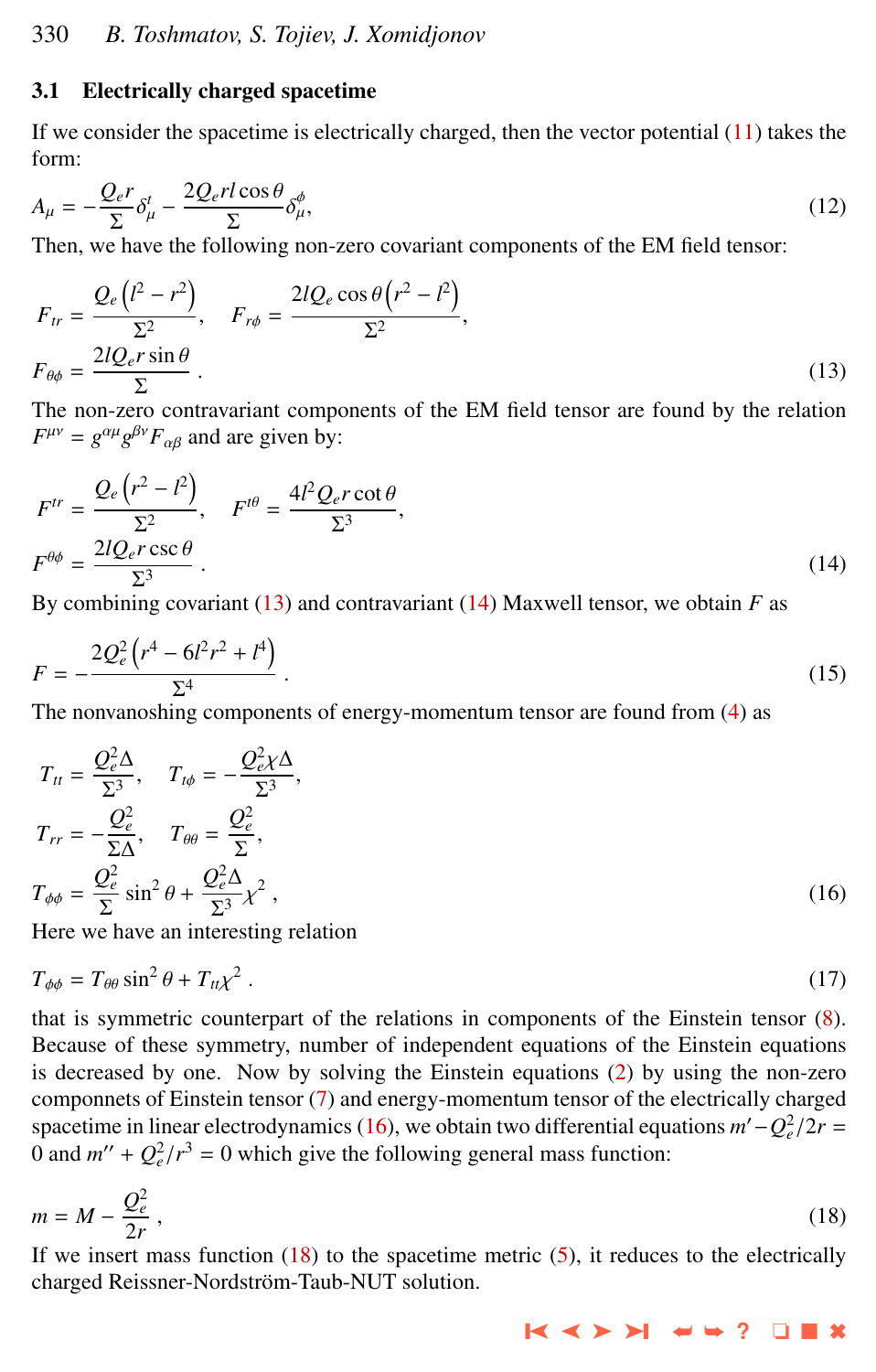### 3.1 Electrically charged spacetime

If we consider the spacetime is electrically charged, then the vector potential (11) takes the form:

$$A_\mu = -\frac{Q_e r}{\Sigma}\delta^t_\mu - \frac{2Q_e r l \cos\theta}{\Sigma}\delta^\phi_\mu, \tag{12}$$

Then, we have the following non-zero covariant components of the EM field tensor:

$$F_{tr} = \frac{Q_e\left(l^2 - r^2\right)}{\Sigma^2}, \quad F_{r\phi} = \frac{2lQ_e\cos\theta\left(r^2 - l^2\right)}{\Sigma^2},$$
$$F_{\theta\phi} = \frac{2lQ_e r\sin\theta}{\Sigma}\,. \tag{13}$$

The non-zero contravariant components of the EM field tensor are found by the relation $F^{\mu\nu} = g^{\alpha\mu}g^{\beta\nu}F_{\alpha\beta}$ and are given by:

$$F^{tr} = \frac{Q_e\left(r^2 - l^2\right)}{\Sigma^2}, \quad F^{t\theta} = \frac{4l^2 Q_e r\cot\theta}{\Sigma^3},$$
$$F^{\theta\phi} = \frac{2lQ_e r\csc\theta}{\Sigma^3}\,. \tag{14}$$

By combining covariant (13) and contravariant (14) Maxwell tensor, we obtain $F$ as

$$F = -\frac{2Q_e^2\left(r^4 - 6l^2r^2 + l^4\right)}{\Sigma^4}\,. \tag{15}$$

The nonvanoshing components of energy-momentum tensor are found from (4) as

$$T_{tt} = \frac{Q_e^2\Delta}{\Sigma^3}, \quad T_{t\phi} = -\frac{Q_e^2\chi\Delta}{\Sigma^3},$$
$$T_{rr} = -\frac{Q_e^2}{\Sigma\Delta}, \quad T_{\theta\theta} = \frac{Q_e^2}{\Sigma},$$
$$T_{\phi\phi} = \frac{Q_e^2}{\Sigma}\sin^2\theta + \frac{Q_e^2\Delta}{\Sigma^3}\chi^2\,, \tag{16}$$

Here we have an interesting relation

$$T_{\phi\phi} = T_{\theta\theta}\sin^2\theta + T_{tt}\chi^2\,. \tag{17}$$

that is symmetric counterpart of the relations in components of the Einstein tensor (8). Because of these symmetry, number of independent equations of the Einstein equations is decreased by one. Now by solving the Einstein equations (2) by using the non-zero componnets of Einstein tensor (7) and energy-momentum tensor of the electrically charged spacetime in linear electrodynamics (16), we obtain two differential equations $m' - Q_e^2/2r = 0$ and $m'' + Q_e^2/r^3 = 0$ which give the following general mass function:

$$m = M - \frac{Q_e^2}{2r}\,, \tag{18}$$

If we insert mass function (18) to the spacetime metric (5), it reduces to the electrically charged Reissner-Nordström-Taub-NUT solution.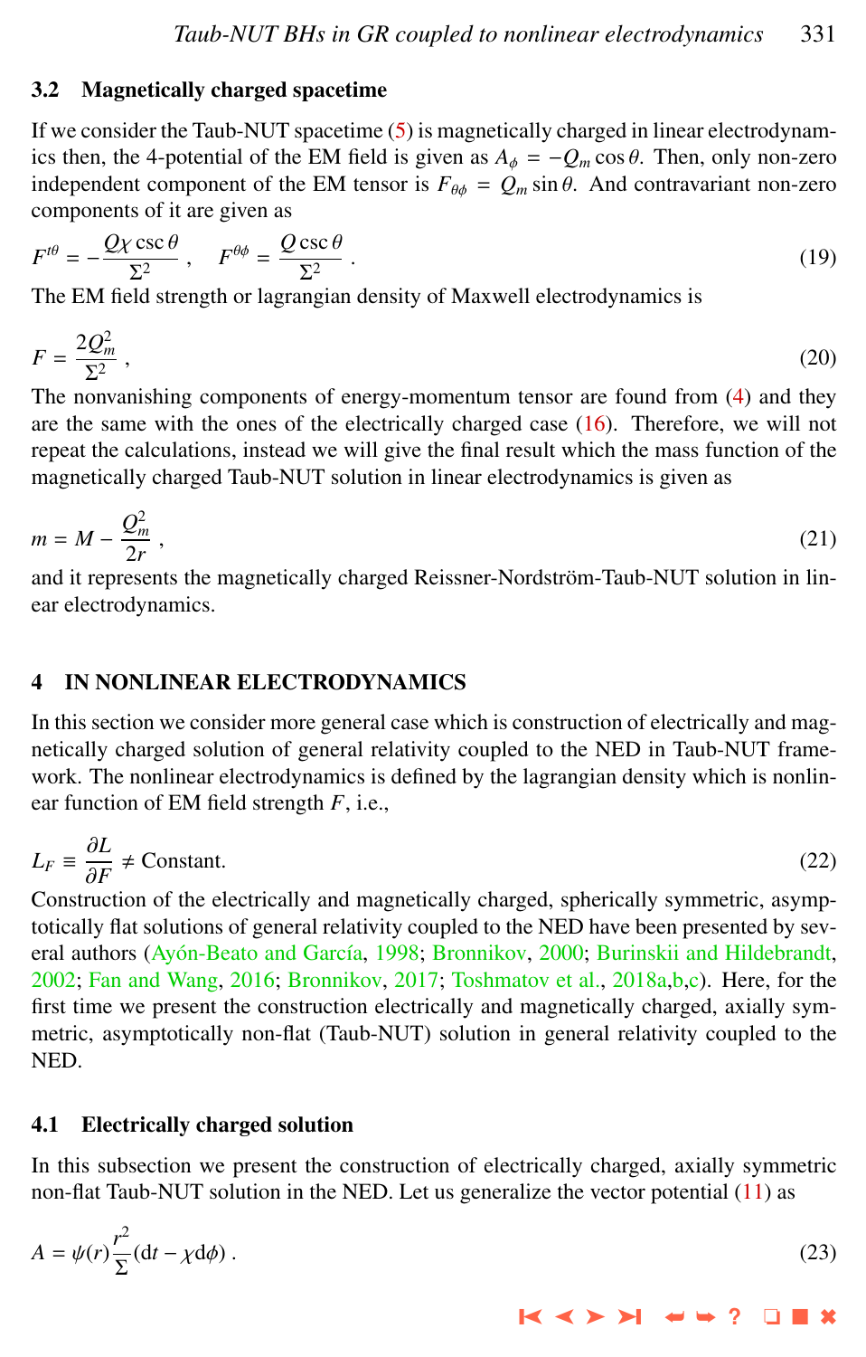### 3.2 Magnetically charged spacetime

If we consider the Taub-NUT spacetime (5) is magnetically charged in linear electrodynamics then, the 4-potential of the EM field is given as $A_\phi = -Q_m \cos\theta$. Then, only non-zero independent component of the EM tensor is $F_{\theta\phi} = Q_m \sin\theta$. And contravariant non-zero components of it are given as

$$F^{t\theta} = -\frac{Q\chi \csc\theta}{\Sigma^2}\,, \quad F^{\theta\phi} = \frac{Q \csc\theta}{\Sigma^2}\,. \tag{19}$$

The EM field strength or lagrangian density of Maxwell electrodynamics is

$$F = \frac{2Q_m^2}{\Sigma^2}\,, \tag{20}$$

The nonvanishing components of energy-momentum tensor are found from (4) and they are the same with the ones of the electrically charged case (16). Therefore, we will not repeat the calculations, instead we will give the final result which the mass function of the magnetically charged Taub-NUT solution in linear electrodynamics is given as

$$m = M - \frac{Q_m^2}{2r}\,, \tag{21}$$

and it represents the magnetically charged Reissner-Nordström-Taub-NUT solution in linear electrodynamics.

## 4 IN NONLINEAR ELECTRODYNAMICS

In this section we consider more general case which is construction of electrically and magnetically charged solution of general relativity coupled to the NED in Taub-NUT framework. The nonlinear electrodynamics is defined by the lagrangian density which is nonlinear function of EM field strength $F$, i.e.,

$$L_F \equiv \frac{\partial L}{\partial F} \neq \text{Constant}. \tag{22}$$

Construction of the electrically and magnetically charged, spherically symmetric, asymptotically flat solutions of general relativity coupled to the NED have been presented by several authors (Ayón-Beato and García, 1998; Bronnikov, 2000; Burinskii and Hildebrandt, 2002; Fan and Wang, 2016; Bronnikov, 2017; Toshmatov et al., 2018a,b,c). Here, for the first time we present the construction electrically and magnetically charged, axially symmetric, asymptotically non-flat (Taub-NUT) solution in general relativity coupled to the NED.

### 4.1 Electrically charged solution

In this subsection we present the construction of electrically charged, axially symmetric non-flat Taub-NUT solution in the NED. Let us generalize the vector potential (11) as

$$A = \psi(r)\frac{r^2}{\Sigma}(\mathrm{d}t - \chi \mathrm{d}\phi)\,. \tag{23}$$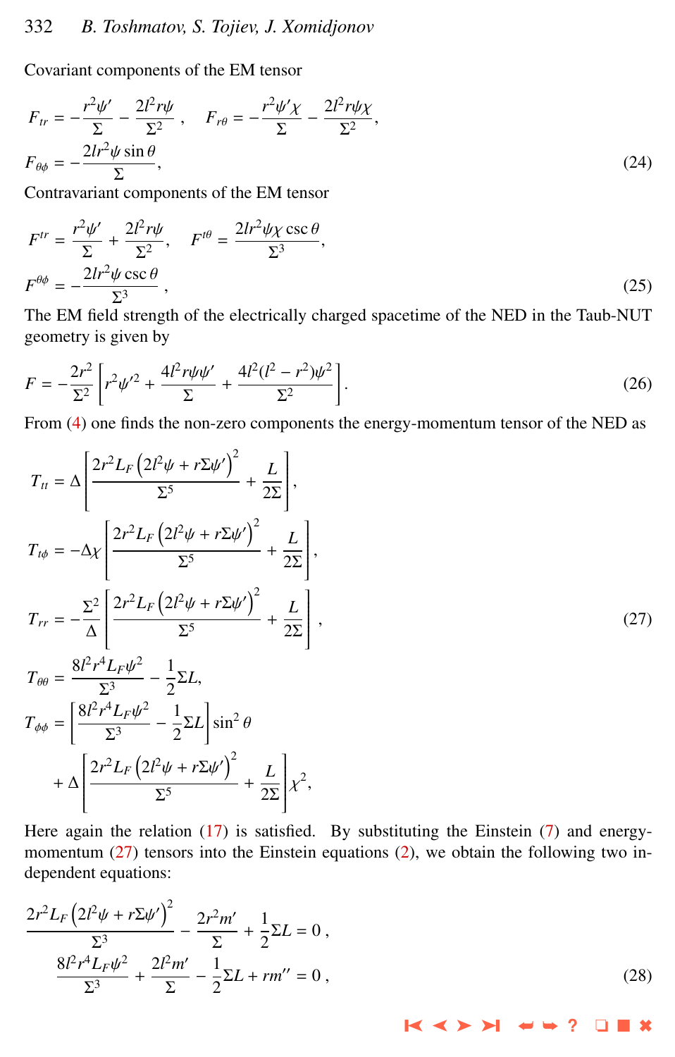Covariant components of the EM tensor

$$
\begin{aligned}
F_{tr} &= -\frac{r^2\psi'}{\Sigma} - \frac{2l^2 r\psi}{\Sigma^2}\,, \quad F_{r\theta} = -\frac{r^2\psi'\chi}{\Sigma} - \frac{2l^2 r\psi\chi}{\Sigma^2}, \\
F_{\theta\phi} &= -\frac{2lr^2\psi\sin\theta}{\Sigma},
\end{aligned} \tag{24}
$$

Contravariant components of the EM tensor

$$
\begin{aligned}
F^{tr} &= \frac{r^2\psi'}{\Sigma} + \frac{2l^2 r\psi}{\Sigma^2}, \quad F^{t\theta} = \frac{2lr^2\psi\chi\csc\theta}{\Sigma^3}, \\
F^{\theta\phi} &= -\frac{2lr^2\psi\csc\theta}{\Sigma^3}\,,
\end{aligned} \tag{25}
$$

The EM field strength of the electrically charged spacetime of the NED in the Taub-NUT geometry is given by

$$
F = -\frac{2r^2}{\Sigma^2}\left[r^2\psi'^2 + \frac{4l^2 r\psi\psi'}{\Sigma} + \frac{4l^2(l^2-r^2)\psi^2}{\Sigma^2}\right]. \tag{26}
$$

From (4) one finds the non-zero components the energy-momentum tensor of the NED as

$$
\begin{aligned}
T_{tt} &= \Delta\left[\frac{2r^2 L_F\left(2l^2\psi + r\Sigma\psi'\right)^2}{\Sigma^5} + \frac{L}{2\Sigma}\right], \\
T_{t\phi} &= -\Delta\chi\left[\frac{2r^2 L_F\left(2l^2\psi + r\Sigma\psi'\right)^2}{\Sigma^5} + \frac{L}{2\Sigma}\right], \\
T_{rr} &= -\frac{\Sigma^2}{\Delta}\left[\frac{2r^2 L_F\left(2l^2\psi + r\Sigma\psi'\right)^2}{\Sigma^5} + \frac{L}{2\Sigma}\right], \\
T_{\theta\theta} &= \frac{8l^2 r^4 L_F\psi^2}{\Sigma^3} - \frac{1}{2}\Sigma L, \\
T_{\phi\phi} &= \left[\frac{8l^2 r^4 L_F\psi^2}{\Sigma^3} - \frac{1}{2}\Sigma L\right]\sin^2\theta \\
&\quad + \Delta\left[\frac{2r^2 L_F\left(2l^2\psi + r\Sigma\psi'\right)^2}{\Sigma^5} + \frac{L}{2\Sigma}\right]\chi^2,
\end{aligned} \tag{27}
$$

Here again the relation (17) is satisfied. By substituting the Einstein (7) and energy-momentum (27) tensors into the Einstein equations (2), we obtain the following two independent equations:

$$
\begin{aligned}
\frac{2r^2 L_F\left(2l^2\psi + r\Sigma\psi'\right)^2}{\Sigma^3} - \frac{2r^2 m'}{\Sigma} + \frac{1}{2}\Sigma L &= 0\,, \\
\frac{8l^2 r^4 L_F\psi^2}{\Sigma^3} + \frac{2l^2 m'}{\Sigma} - \frac{1}{2}\Sigma L + rm'' &= 0\,,
\end{aligned} \tag{28}
$$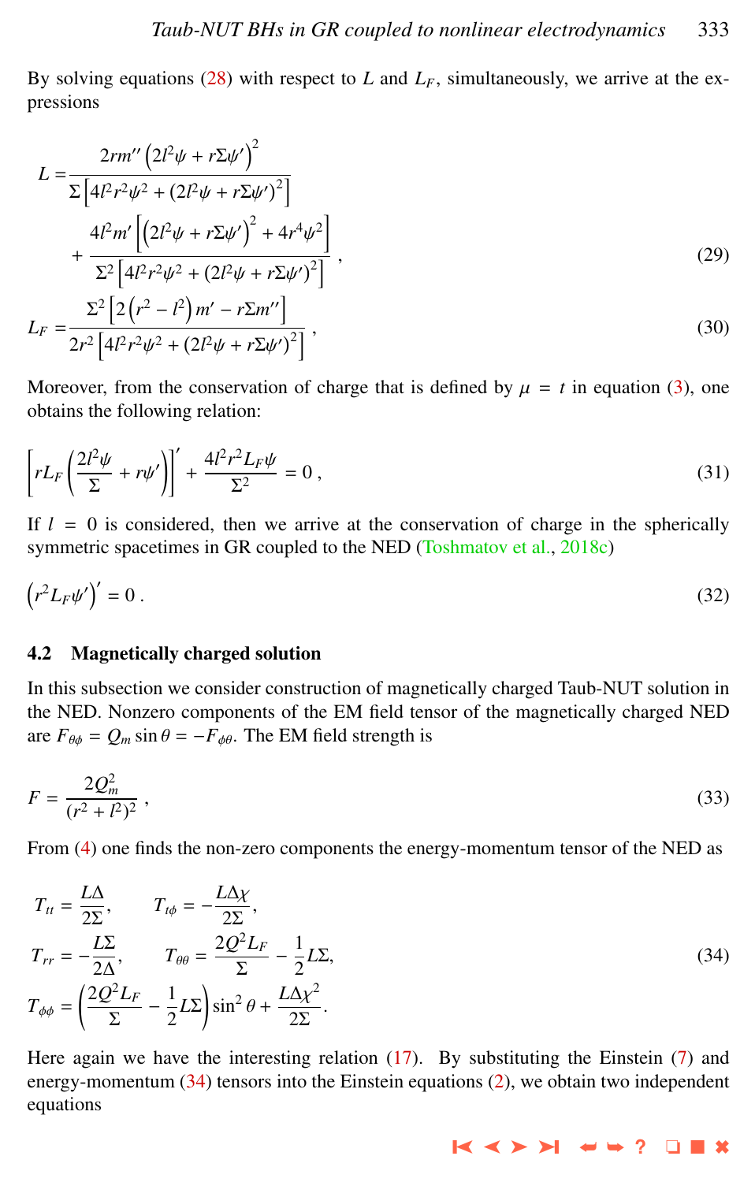By solving equations (28) with respect to $L$ and $L_F$, simultaneously, we arrive at the expressions

$$
\begin{aligned}
L =& \frac{2rm''\left(2l^2\psi + r\Sigma\psi'\right)^2}{\Sigma\left[4l^2r^2\psi^2 + (2l^2\psi + r\Sigma\psi')^2\right]} \\
&+ \frac{4l^2m'\left[\left(2l^2\psi + r\Sigma\psi'\right)^2 + 4r^4\psi^2\right]}{\Sigma^2\left[4l^2r^2\psi^2 + (2l^2\psi + r\Sigma\psi')^2\right]} \,,
\end{aligned}
\tag{29}
$$

$$
L_F = \frac{\Sigma^2\left[2\left(r^2 - l^2\right)m' - r\Sigma m''\right]}{2r^2\left[4l^2r^2\psi^2 + (2l^2\psi + r\Sigma\psi')^2\right]} \,,
\tag{30}
$$

Moreover, from the conservation of charge that is defined by $\mu = t$ in equation (3), one obtains the following relation:

$$
\left[rL_F\left(\frac{2l^2\psi}{\Sigma} + r\psi'\right)\right]' + \frac{4l^2r^2L_F\psi}{\Sigma^2} = 0 \,,
\tag{31}
$$

If $l = 0$ is considered, then we arrive at the conservation of charge in the spherically symmetric spacetimes in GR coupled to the NED (Toshmatov et al., 2018c)

$$
\left(r^2L_F\psi'\right)' = 0 \,.
\tag{32}
$$

## 4.2 Magnetically charged solution

In this subsection we consider construction of magnetically charged Taub-NUT solution in the NED. Nonzero components of the EM field tensor of the magnetically charged NED are $F_{\theta\phi} = Q_m \sin\theta = -F_{\phi\theta}$. The EM field strength is

$$
F = \frac{2Q_m^2}{(r^2 + l^2)^2} \,,
\tag{33}
$$

From (4) one finds the non-zero components the energy-momentum tensor of the NED as

$$
\begin{aligned}
&T_{tt} = \frac{L\Delta}{2\Sigma}, \qquad T_{t\phi} = -\frac{L\Delta\chi}{2\Sigma}, \\
&T_{rr} = -\frac{L\Sigma}{2\Delta}, \qquad T_{\theta\theta} = \frac{2Q^2L_F}{\Sigma} - \frac{1}{2}L\Sigma, \\
&T_{\phi\phi} = \left(\frac{2Q^2L_F}{\Sigma} - \frac{1}{2}L\Sigma\right)\sin^2\theta + \frac{L\Delta\chi^2}{2\Sigma}.
\end{aligned}
\tag{34}
$$

Here again we have the interesting relation (17). By substituting the Einstein (7) and energy-momentum (34) tensors into the Einstein equations (2), we obtain two independent equations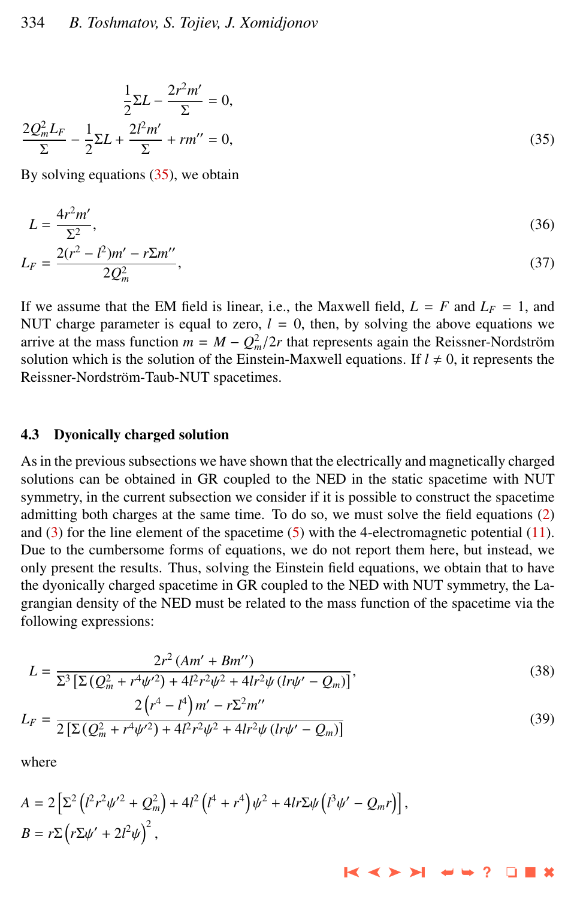$$
\begin{aligned}
\frac{1}{2}\Sigma L - \frac{2r^2 m'}{\Sigma} &= 0,\\
\frac{2Q_m^2 L_F}{\Sigma} - \frac{1}{2}\Sigma L + \frac{2l^2 m'}{\Sigma} + rm'' &= 0,
\end{aligned}
\tag{35}
$$

By solving equations (35), we obtain

$$
L = \frac{4r^2 m'}{\Sigma^2}, \tag{36}
$$

$$
L_F = \frac{2(r^2 - l^2)m' - r\Sigma m''}{2Q_m^2}, \tag{37}
$$

If we assume that the EM field is linear, i.e., the Maxwell field, $L = F$ and $L_F = 1$, and NUT charge parameter is equal to zero, $l = 0$, then, by solving the above equations we arrive at the mass function $m = M - Q_m^2/2r$ that represents again the Reissner-Nordström solution which is the solution of the Einstein-Maxwell equations. If $l \neq 0$, it represents the Reissner-Nordström-Taub-NUT spacetimes.

### 4.3 Dyonically charged solution

As in the previous subsections we have shown that the electrically and magnetically charged solutions can be obtained in GR coupled to the NED in the static spacetime with NUT symmetry, in the current subsection we consider if it is possible to construct the spacetime admitting both charges at the same time. To do so, we must solve the field equations (2) and (3) for the line element of the spacetime (5) with the 4-electromagnetic potential (11). Due to the cumbersome forms of equations, we do not report them here, but instead, we only present the results. Thus, solving the Einstein field equations, we obtain that to have the dyonically charged spacetime in GR coupled to the NED with NUT symmetry, the Lagrangian density of the NED must be related to the mass function of the spacetime via the following expressions:

$$
L = \frac{2r^2\left(Am' + Bm''\right)}{\Sigma^3\left[\Sigma\left(Q_m^2 + r^4\psi'^2\right) + 4l^2r^2\psi^2 + 4lr^2\psi\left(lr\psi' - Q_m\right)\right]}, \tag{38}
$$

$$
L_F = \frac{2\left(r^4 - l^4\right)m' - r\Sigma^2 m''}{2\left[\Sigma\left(Q_m^2 + r^4\psi'^2\right) + 4l^2r^2\psi^2 + 4lr^2\psi\left(lr\psi' - Q_m\right)\right]} \tag{39}
$$

where

$$
\begin{aligned}
A &= 2\left[\Sigma^2\left(l^2r^2\psi'^2 + Q_m^2\right) + 4l^2\left(l^4 + r^4\right)\psi^2 + 4lr\Sigma\psi\left(l^3\psi' - Q_m r\right)\right],\\
B &= r\Sigma\left(r\Sigma\psi' + 2l^2\psi\right)^2,
\end{aligned}
$$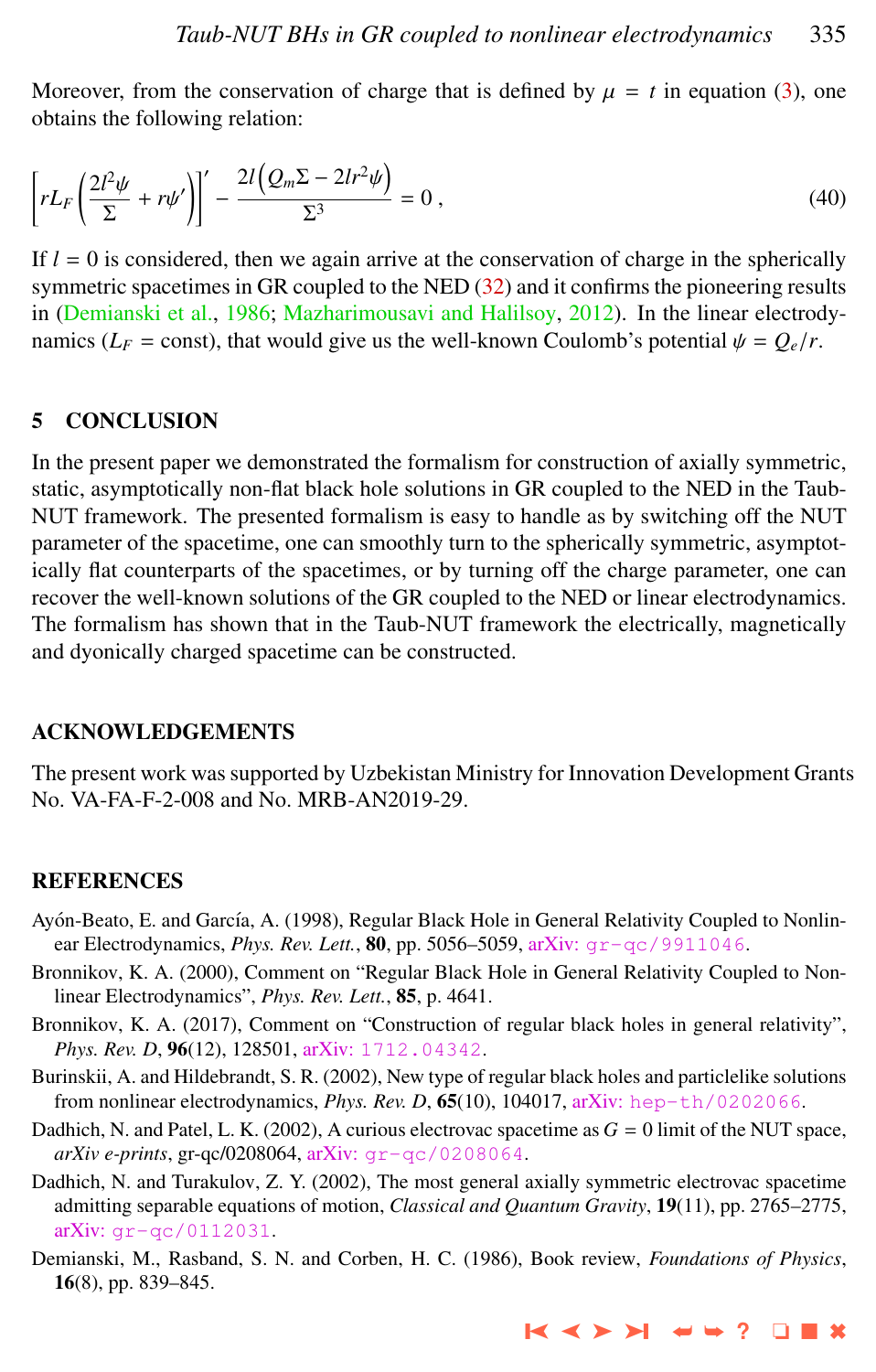Moreover, from the conservation of charge that is defined by $\mu = t$ in equation (3), one obtains the following relation:

$$\left[ r L_F \left( \frac{2l^2\psi}{\Sigma} + r\psi' \right) \right]' - \frac{2l\left(Q_m\Sigma - 2lr^2\psi\right)}{\Sigma^3} = 0\,, \tag{40}$$

If $l = 0$ is considered, then we again arrive at the conservation of charge in the spherically symmetric spacetimes in GR coupled to the NED (32) and it confirms the pioneering results in (Demianski et al., 1986; Mazharimousavi and Halilsoy, 2012). In the linear electrodynamics ($L_F$ = const), that would give us the well-known Coulomb's potential $\psi = Q_e/r$.

## 5 CONCLUSION

In the present paper we demonstrated the formalism for construction of axially symmetric, static, asymptotically non-flat black hole solutions in GR coupled to the NED in the Taub-NUT framework. The presented formalism is easy to handle as by switching off the NUT parameter of the spacetime, one can smoothly turn to the spherically symmetric, asymptotically flat counterparts of the spacetimes, or by turning off the charge parameter, one can recover the well-known solutions of the GR coupled to the NED or linear electrodynamics. The formalism has shown that in the Taub-NUT framework the electrically, magnetically and dyonically charged spacetime can be constructed.

## ACKNOWLEDGEMENTS

The present work was supported by Uzbekistan Ministry for Innovation Development Grants No. VA-FA-F-2-008 and No. MRB-AN2019-29.

## REFERENCES

Ayón-Beato, E. and García, A. (1998), Regular Black Hole in General Relativity Coupled to Nonlinear Electrodynamics, *Phys. Rev. Lett.*, **80**, pp. 5056–5059, arXiv: gr-qc/9911046.

Bronnikov, K. A. (2000), Comment on "Regular Black Hole in General Relativity Coupled to Nonlinear Electrodynamics", *Phys. Rev. Lett.*, **85**, p. 4641.

Bronnikov, K. A. (2017), Comment on "Construction of regular black holes in general relativity", *Phys. Rev. D*, **96**(12), 128501, arXiv: 1712.04342.

Burinskii, A. and Hildebrandt, S. R. (2002), New type of regular black holes and particlelike solutions from nonlinear electrodynamics, *Phys. Rev. D*, **65**(10), 104017, arXiv: hep-th/0202066.

Dadhich, N. and Patel, L. K. (2002), A curious electrovac spacetime as $G = 0$ limit of the NUT space, *arXiv e-prints*, gr-qc/0208064, arXiv: gr-qc/0208064.

Dadhich, N. and Turakulov, Z. Y. (2002), The most general axially symmetric electrovac spacetime admitting separable equations of motion, *Classical and Quantum Gravity*, **19**(11), pp. 2765–2775, arXiv: gr-qc/0112031.

Demianski, M., Rasband, S. N. and Corben, H. C. (1986), Book review, *Foundations of Physics*, **16**(8), pp. 839–845.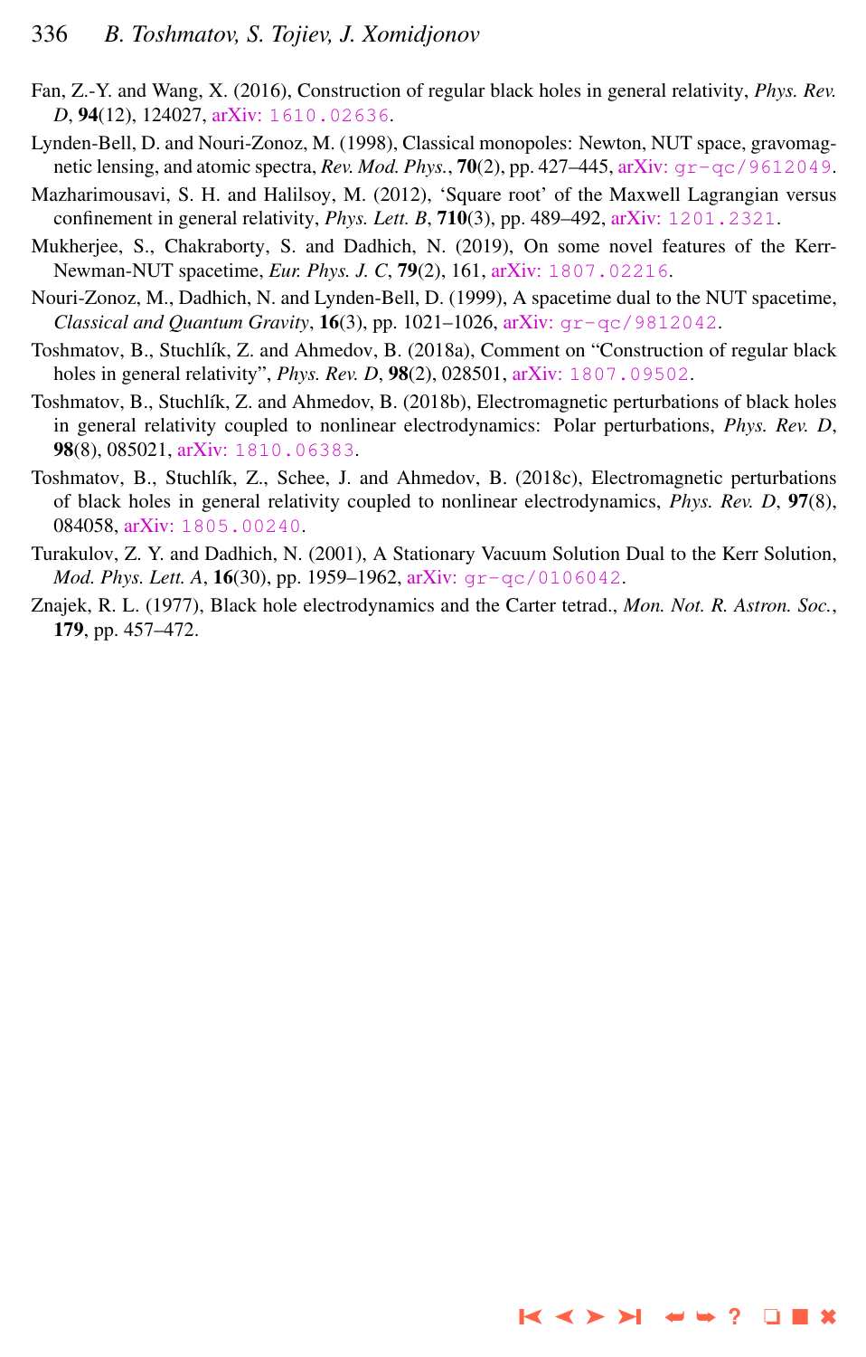Fan, Z.-Y. and Wang, X. (2016), Construction of regular black holes in general relativity, *Phys. Rev. D*, **94**(12), 124027, arXiv: 1610.02636.

Lynden-Bell, D. and Nouri-Zonoz, M. (1998), Classical monopoles: Newton, NUT space, gravomagnetic lensing, and atomic spectra, *Rev. Mod. Phys.*, **70**(2), pp. 427–445, arXiv: gr-qc/9612049.

Mazharimousavi, S. H. and Halilsoy, M. (2012), 'Square root' of the Maxwell Lagrangian versus confinement in general relativity, *Phys. Lett. B*, **710**(3), pp. 489–492, arXiv: 1201.2321.

Mukherjee, S., Chakraborty, S. and Dadhich, N. (2019), On some novel features of the Kerr-Newman-NUT spacetime, *Eur. Phys. J. C*, **79**(2), 161, arXiv: 1807.02216.

Nouri-Zonoz, M., Dadhich, N. and Lynden-Bell, D. (1999), A spacetime dual to the NUT spacetime, *Classical and Quantum Gravity*, **16**(3), pp. 1021–1026, arXiv: gr-qc/9812042.

Toshmatov, B., Stuchlík, Z. and Ahmedov, B. (2018a), Comment on "Construction of regular black holes in general relativity", *Phys. Rev. D*, **98**(2), 028501, arXiv: 1807.09502.

Toshmatov, B., Stuchlík, Z. and Ahmedov, B. (2018b), Electromagnetic perturbations of black holes in general relativity coupled to nonlinear electrodynamics: Polar perturbations, *Phys. Rev. D*, **98**(8), 085021, arXiv: 1810.06383.

Toshmatov, B., Stuchlík, Z., Schee, J. and Ahmedov, B. (2018c), Electromagnetic perturbations of black holes in general relativity coupled to nonlinear electrodynamics, *Phys. Rev. D*, **97**(8), 084058, arXiv: 1805.00240.

Turakulov, Z. Y. and Dadhich, N. (2001), A Stationary Vacuum Solution Dual to the Kerr Solution, *Mod. Phys. Lett. A*, **16**(30), pp. 1959–1962, arXiv: gr-qc/0106042.

Znajek, R. L. (1977), Black hole electrodynamics and the Carter tetrad., *Mon. Not. R. Astron. Soc.*, **179**, pp. 457–472.